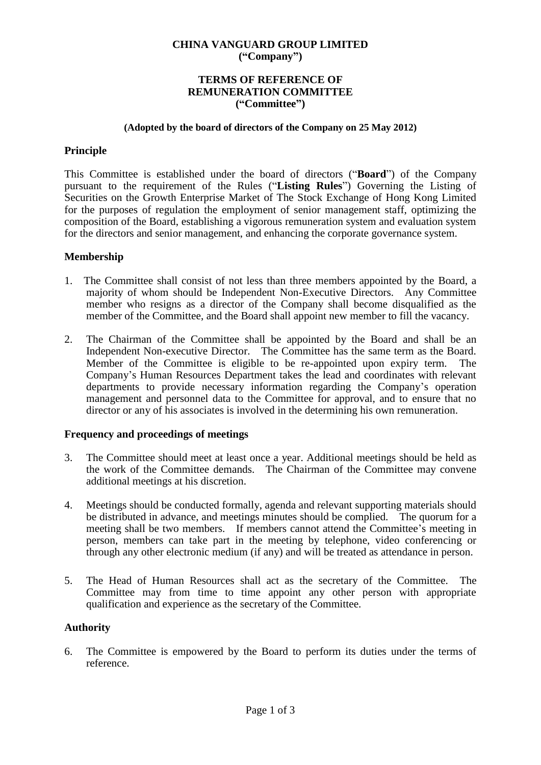**CHINA VANGUARD GROUP LIMITED**
**("Company")**

# TERMS OF REFERENCE OF REMUNERATION COMMITTEE ("Committee")

**(Adopted by the board of directors of the Company on 25 May 2012)**

## Principle

This Committee is established under the board of directors ("**Board**") of the Company pursuant to the requirement of the Rules ("**Listing Rules**") Governing the Listing of Securities on the Growth Enterprise Market of The Stock Exchange of Hong Kong Limited for the purposes of regulation the employment of senior management staff, optimizing the composition of the Board, establishing a vigorous remuneration system and evaluation system for the directors and senior management, and enhancing the corporate governance system.

## Membership

1. The Committee shall consist of not less than three members appointed by the Board, a majority of whom should be Independent Non-Executive Directors. Any Committee member who resigns as a director of the Company shall become disqualified as the member of the Committee, and the Board shall appoint new member to fill the vacancy.

2. The Chairman of the Committee shall be appointed by the Board and shall be an Independent Non-executive Director. The Committee has the same term as the Board. Member of the Committee is eligible to be re-appointed upon expiry term. The Company's Human Resources Department takes the lead and coordinates with relevant departments to provide necessary information regarding the Company's operation management and personnel data to the Committee for approval, and to ensure that no director or any of his associates is involved in the determining his own remuneration.

## Frequency and proceedings of meetings

3. The Committee should meet at least once a year. Additional meetings should be held as the work of the Committee demands. The Chairman of the Committee may convene additional meetings at his discretion.

4. Meetings should be conducted formally, agenda and relevant supporting materials should be distributed in advance, and meetings minutes should be complied. The quorum for a meeting shall be two members. If members cannot attend the Committee's meeting in person, members can take part in the meeting by telephone, video conferencing or through any other electronic medium (if any) and will be treated as attendance in person.

5. The Head of Human Resources shall act as the secretary of the Committee. The Committee may from time to time appoint any other person with appropriate qualification and experience as the secretary of the Committee.

## Authority

6. The Committee is empowered by the Board to perform its duties under the terms of reference.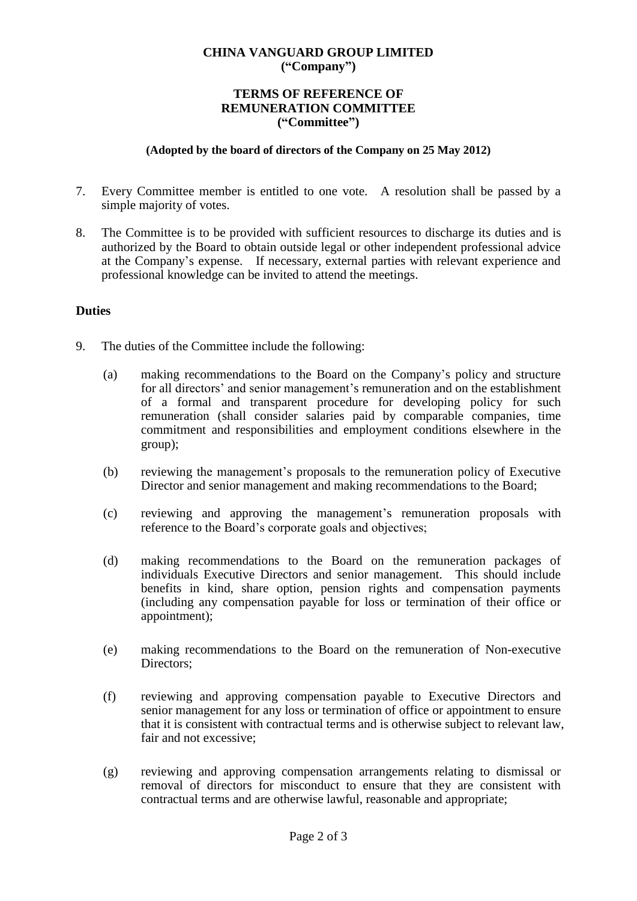**CHINA VANGUARD GROUP LIMITED**
**("Company")**

**TERMS OF REFERENCE OF**
**REMUNERATION COMMITTEE**
**("Committee")**

**(Adopted by the board of directors of the Company on 25 May 2012)**

7. Every Committee member is entitled to one vote. A resolution shall be passed by a simple majority of votes.

8. The Committee is to be provided with sufficient resources to discharge its duties and is authorized by the Board to obtain outside legal or other independent professional advice at the Company's expense. If necessary, external parties with relevant experience and professional knowledge can be invited to attend the meetings.

## Duties

9. The duties of the Committee include the following:

   (a) making recommendations to the Board on the Company's policy and structure for all directors' and senior management's remuneration and on the establishment of a formal and transparent procedure for developing policy for such remuneration (shall consider salaries paid by comparable companies, time commitment and responsibilities and employment conditions elsewhere in the group);

   (b) reviewing the management's proposals to the remuneration policy of Executive Director and senior management and making recommendations to the Board;

   (c) reviewing and approving the management's remuneration proposals with reference to the Board's corporate goals and objectives;

   (d) making recommendations to the Board on the remuneration packages of individuals Executive Directors and senior management. This should include benefits in kind, share option, pension rights and compensation payments (including any compensation payable for loss or termination of their office or appointment);

   (e) making recommendations to the Board on the remuneration of Non-executive Directors;

   (f) reviewing and approving compensation payable to Executive Directors and senior management for any loss or termination of office or appointment to ensure that it is consistent with contractual terms and is otherwise subject to relevant law, fair and not excessive;

   (g) reviewing and approving compensation arrangements relating to dismissal or removal of directors for misconduct to ensure that they are consistent with contractual terms and are otherwise lawful, reasonable and appropriate;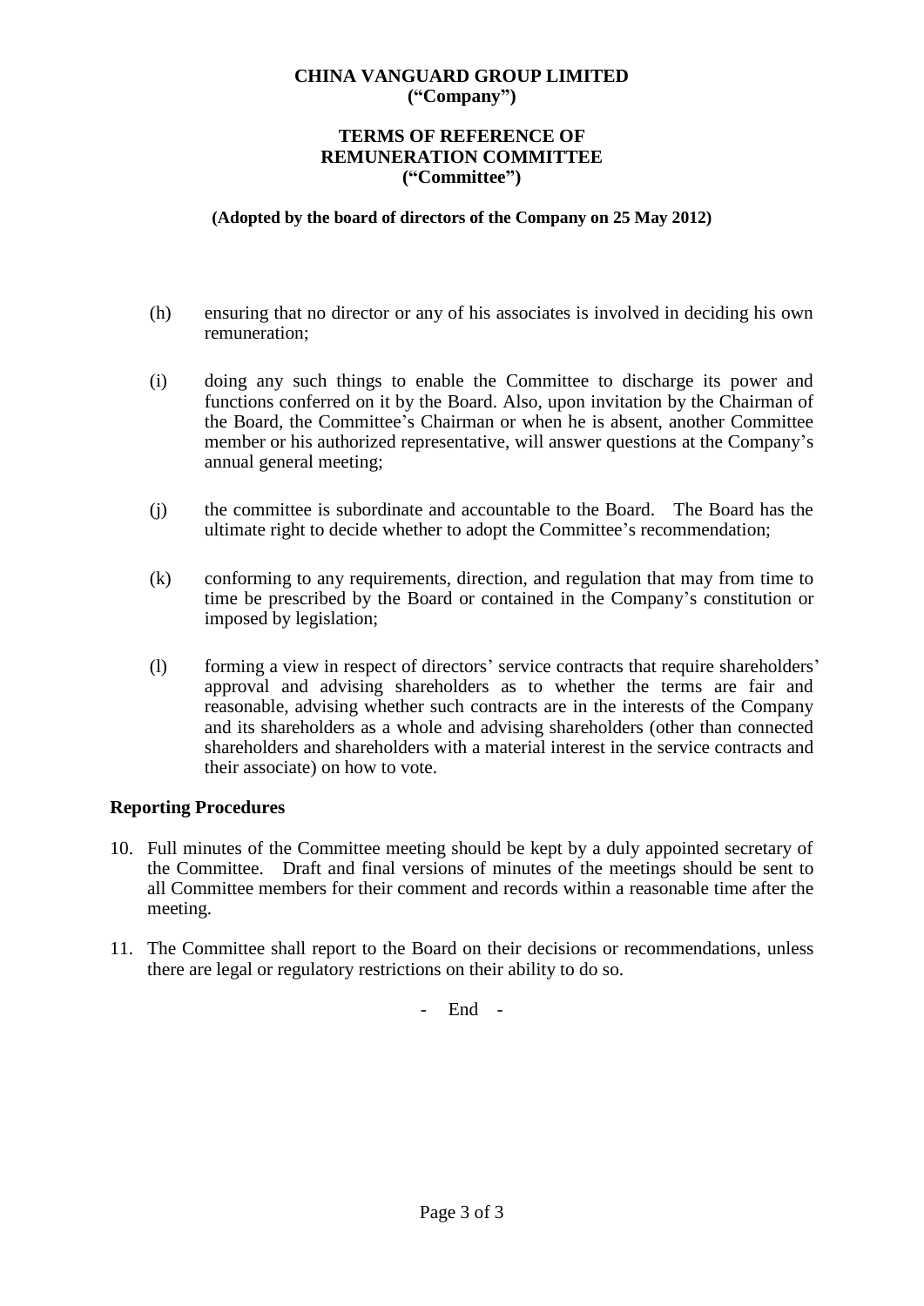**CHINA VANGUARD GROUP LIMITED**
**("Company")**

**TERMS OF REFERENCE OF**
**REMUNERATION COMMITTEE**
**("Committee")**

**(Adopted by the board of directors of the Company on 25 May 2012)**

(h) ensuring that no director or any of his associates is involved in deciding his own remuneration;

(i) doing any such things to enable the Committee to discharge its power and functions conferred on it by the Board. Also, upon invitation by the Chairman of the Board, the Committee's Chairman or when he is absent, another Committee member or his authorized representative, will answer questions at the Company's annual general meeting;

(j) the committee is subordinate and accountable to the Board. The Board has the ultimate right to decide whether to adopt the Committee's recommendation;

(k) conforming to any requirements, direction, and regulation that may from time to time be prescribed by the Board or contained in the Company's constitution or imposed by legislation;

(l) forming a view in respect of directors' service contracts that require shareholders' approval and advising shareholders as to whether the terms are fair and reasonable, advising whether such contracts are in the interests of the Company and its shareholders as a whole and advising shareholders (other than connected shareholders and shareholders with a material interest in the service contracts and their associate) on how to vote.

**Reporting Procedures**

10. Full minutes of the Committee meeting should be kept by a duly appointed secretary of the Committee. Draft and final versions of minutes of the meetings should be sent to all Committee members for their comment and records within a reasonable time after the meeting.

11. The Committee shall report to the Board on their decisions or recommendations, unless there are legal or regulatory restrictions on their ability to do so.

\- End -